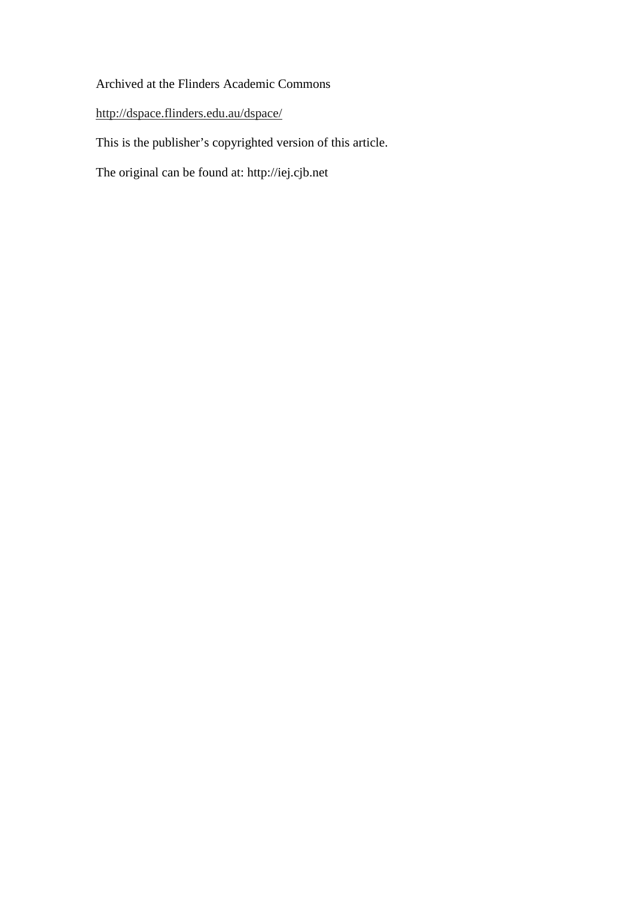Archived at the Flinders Academic Commons

http://dspace.flinders.edu.au/dspace/

This is the publisher's copyrighted version of this article.

The original can be found at: http://iej.cjb.net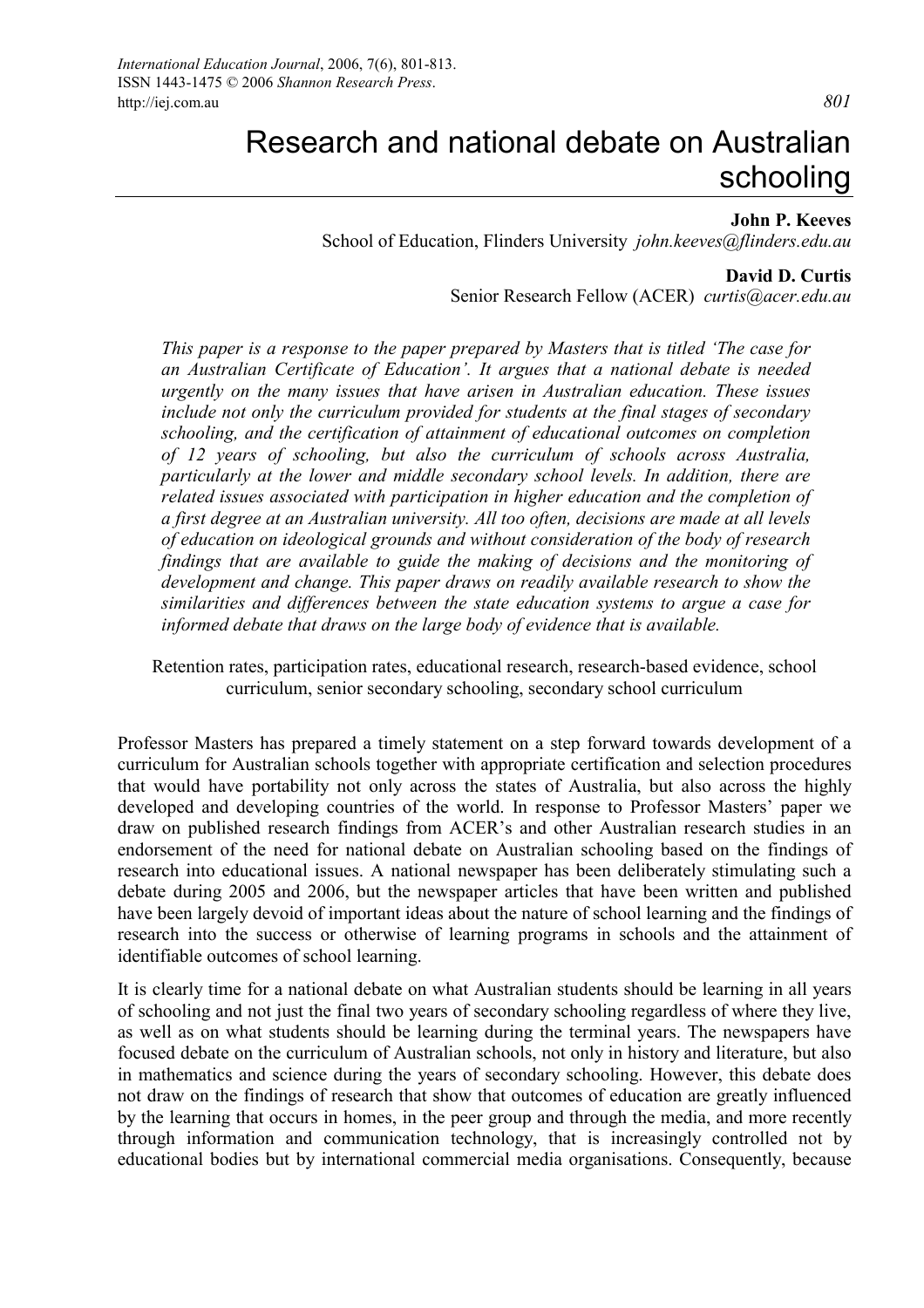# Research and national debate on Australian schooling

**John P. Keeves**
School of Education, Flinders University *john.keeves@flinders.edu.au*

**David D. Curtis**
Senior Research Fellow (ACER) *curtis@acer.edu.au*

*This paper is a response to the paper prepared by Masters that is titled 'The case for an Australian Certificate of Education'. It argues that a national debate is needed urgently on the many issues that have arisen in Australian education. These issues include not only the curriculum provided for students at the final stages of secondary schooling, and the certification of attainment of educational outcomes on completion of 12 years of schooling, but also the curriculum of schools across Australia, particularly at the lower and middle secondary school levels. In addition, there are related issues associated with participation in higher education and the completion of a first degree at an Australian university. All too often, decisions are made at all levels of education on ideological grounds and without consideration of the body of research findings that are available to guide the making of decisions and the monitoring of development and change. This paper draws on readily available research to show the similarities and differences between the state education systems to argue a case for informed debate that draws on the large body of evidence that is available.*

Retention rates, participation rates, educational research, research-based evidence, school curriculum, senior secondary schooling, secondary school curriculum

Professor Masters has prepared a timely statement on a step forward towards development of a curriculum for Australian schools together with appropriate certification and selection procedures that would have portability not only across the states of Australia, but also across the highly developed and developing countries of the world. In response to Professor Masters' paper we draw on published research findings from ACER's and other Australian research studies in an endorsement of the need for national debate on Australian schooling based on the findings of research into educational issues. A national newspaper has been deliberately stimulating such a debate during 2005 and 2006, but the newspaper articles that have been written and published have been largely devoid of important ideas about the nature of school learning and the findings of research into the success or otherwise of learning programs in schools and the attainment of identifiable outcomes of school learning.

It is clearly time for a national debate on what Australian students should be learning in all years of schooling and not just the final two years of secondary schooling regardless of where they live, as well as on what students should be learning during the terminal years. The newspapers have focused debate on the curriculum of Australian schools, not only in history and literature, but also in mathematics and science during the years of secondary schooling. However, this debate does not draw on the findings of research that show that outcomes of education are greatly influenced by the learning that occurs in homes, in the peer group and through the media, and more recently through information and communication technology, that is increasingly controlled not by educational bodies but by international commercial media organisations. Consequently, because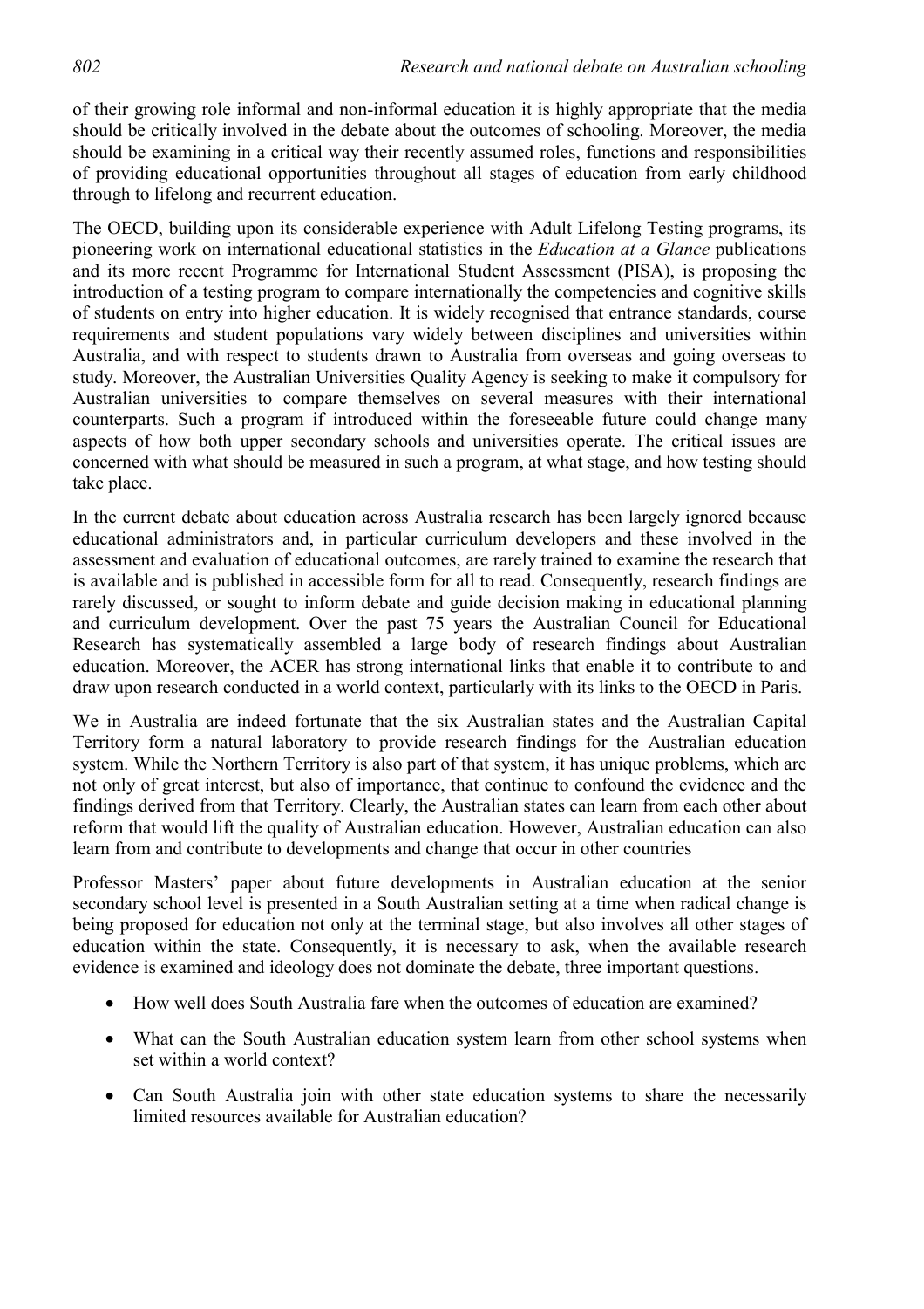of their growing role informal and non-informal education it is highly appropriate that the media should be critically involved in the debate about the outcomes of schooling. Moreover, the media should be examining in a critical way their recently assumed roles, functions and responsibilities of providing educational opportunities throughout all stages of education from early childhood through to lifelong and recurrent education.

The OECD, building upon its considerable experience with Adult Lifelong Testing programs, its pioneering work on international educational statistics in the *Education at a Glance* publications and its more recent Programme for International Student Assessment (PISA), is proposing the introduction of a testing program to compare internationally the competencies and cognitive skills of students on entry into higher education. It is widely recognised that entrance standards, course requirements and student populations vary widely between disciplines and universities within Australia, and with respect to students drawn to Australia from overseas and going overseas to study. Moreover, the Australian Universities Quality Agency is seeking to make it compulsory for Australian universities to compare themselves on several measures with their international counterparts. Such a program if introduced within the foreseeable future could change many aspects of how both upper secondary schools and universities operate. The critical issues are concerned with what should be measured in such a program, at what stage, and how testing should take place.

In the current debate about education across Australia research has been largely ignored because educational administrators and, in particular curriculum developers and these involved in the assessment and evaluation of educational outcomes, are rarely trained to examine the research that is available and is published in accessible form for all to read. Consequently, research findings are rarely discussed, or sought to inform debate and guide decision making in educational planning and curriculum development. Over the past 75 years the Australian Council for Educational Research has systematically assembled a large body of research findings about Australian education. Moreover, the ACER has strong international links that enable it to contribute to and draw upon research conducted in a world context, particularly with its links to the OECD in Paris.

We in Australia are indeed fortunate that the six Australian states and the Australian Capital Territory form a natural laboratory to provide research findings for the Australian education system. While the Northern Territory is also part of that system, it has unique problems, which are not only of great interest, but also of importance, that continue to confound the evidence and the findings derived from that Territory. Clearly, the Australian states can learn from each other about reform that would lift the quality of Australian education. However, Australian education can also learn from and contribute to developments and change that occur in other countries

Professor Masters' paper about future developments in Australian education at the senior secondary school level is presented in a South Australian setting at a time when radical change is being proposed for education not only at the terminal stage, but also involves all other stages of education within the state. Consequently, it is necessary to ask, when the available research evidence is examined and ideology does not dominate the debate, three important questions.

- How well does South Australia fare when the outcomes of education are examined?
- What can the South Australian education system learn from other school systems when set within a world context?
- Can South Australia join with other state education systems to share the necessarily limited resources available for Australian education?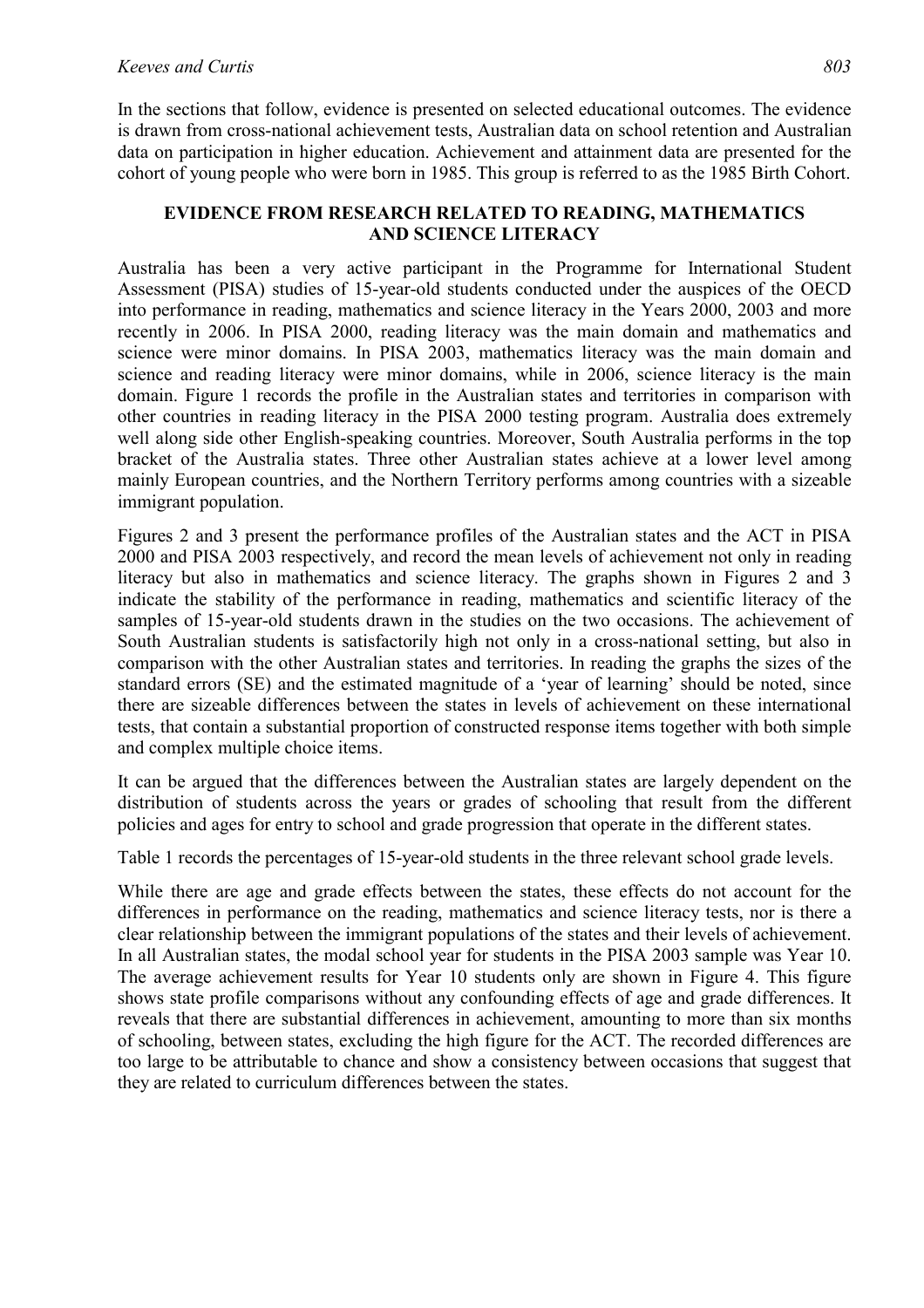In the sections that follow, evidence is presented on selected educational outcomes. The evidence is drawn from cross-national achievement tests, Australian data on school retention and Australian data on participation in higher education. Achievement and attainment data are presented for the cohort of young people who were born in 1985. This group is referred to as the 1985 Birth Cohort.

## EVIDENCE FROM RESEARCH RELATED TO READING, MATHEMATICS AND SCIENCE LITERACY

Australia has been a very active participant in the Programme for International Student Assessment (PISA) studies of 15-year-old students conducted under the auspices of the OECD into performance in reading, mathematics and science literacy in the Years 2000, 2003 and more recently in 2006. In PISA 2000, reading literacy was the main domain and mathematics and science were minor domains. In PISA 2003, mathematics literacy was the main domain and science and reading literacy were minor domains, while in 2006, science literacy is the main domain. Figure 1 records the profile in the Australian states and territories in comparison with other countries in reading literacy in the PISA 2000 testing program. Australia does extremely well along side other English-speaking countries. Moreover, South Australia performs in the top bracket of the Australia states. Three other Australian states achieve at a lower level among mainly European countries, and the Northern Territory performs among countries with a sizeable immigrant population.

Figures 2 and 3 present the performance profiles of the Australian states and the ACT in PISA 2000 and PISA 2003 respectively, and record the mean levels of achievement not only in reading literacy but also in mathematics and science literacy. The graphs shown in Figures 2 and 3 indicate the stability of the performance in reading, mathematics and scientific literacy of the samples of 15-year-old students drawn in the studies on the two occasions. The achievement of South Australian students is satisfactorily high not only in a cross-national setting, but also in comparison with the other Australian states and territories. In reading the graphs the sizes of the standard errors (SE) and the estimated magnitude of a 'year of learning' should be noted, since there are sizeable differences between the states in levels of achievement on these international tests, that contain a substantial proportion of constructed response items together with both simple and complex multiple choice items.

It can be argued that the differences between the Australian states are largely dependent on the distribution of students across the years or grades of schooling that result from the different policies and ages for entry to school and grade progression that operate in the different states.

Table 1 records the percentages of 15-year-old students in the three relevant school grade levels.

While there are age and grade effects between the states, these effects do not account for the differences in performance on the reading, mathematics and science literacy tests, nor is there a clear relationship between the immigrant populations of the states and their levels of achievement. In all Australian states, the modal school year for students in the PISA 2003 sample was Year 10. The average achievement results for Year 10 students only are shown in Figure 4. This figure shows state profile comparisons without any confounding effects of age and grade differences. It reveals that there are substantial differences in achievement, amounting to more than six months of schooling, between states, excluding the high figure for the ACT. The recorded differences are too large to be attributable to chance and show a consistency between occasions that suggest that they are related to curriculum differences between the states.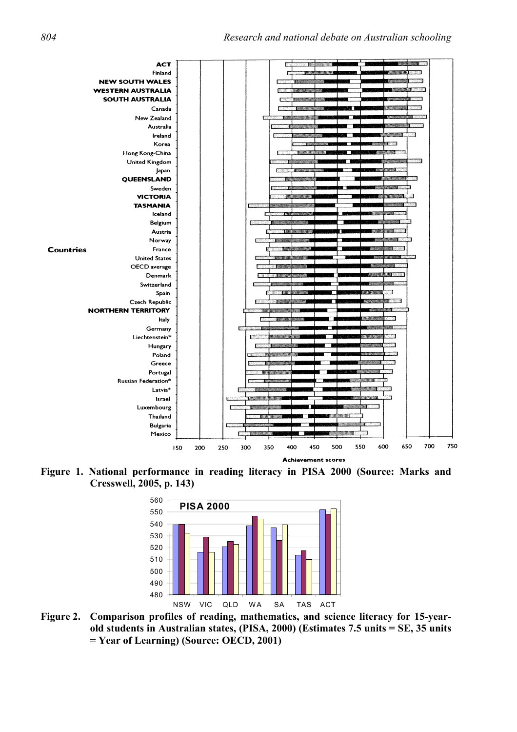**Figure 1. National performance in reading literacy in PISA 2000 (Source: Marks and Cresswell, 2005, p. 143)**

**Figure 2. Comparison profiles of reading, mathematics, and science literacy for 15-year-old students in Australian states, (PISA, 2000) (Estimates 7.5 units = SE, 35 units = Year of Learning) (Source: OECD, 2001)**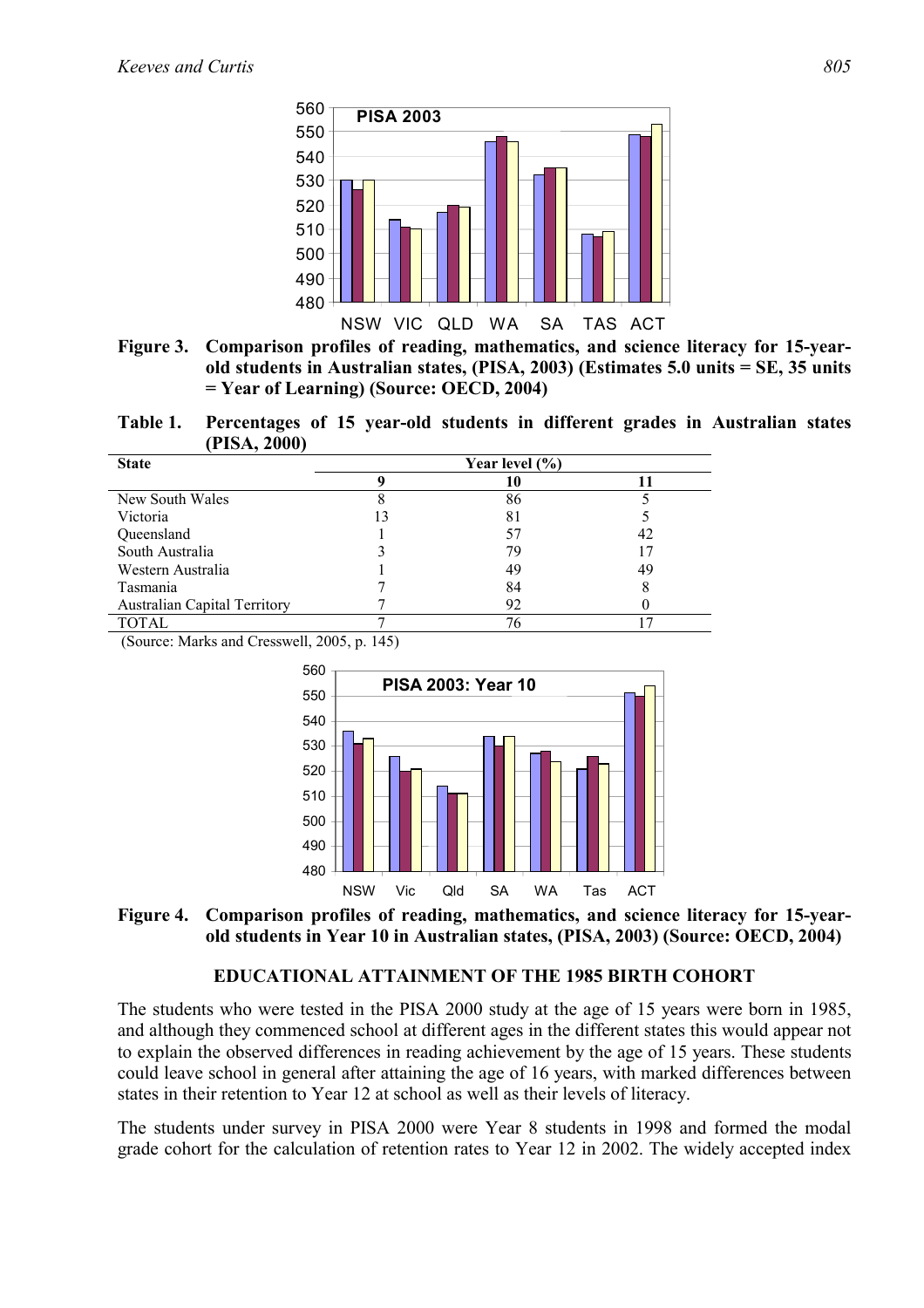Figure 3. Comparison profiles of reading, mathematics, and science literacy for 15-year-old students in Australian states, (PISA, 2003) (Estimates 5.0 units = SE, 35 units = Year of Learning) (Source: OECD, 2004)

Table 1. Percentages of 15 year-old students in different grades in Australian states (PISA, 2000)

| State | Year level (%) | | |
|---|---|---|---|
| | 9 | 10 | 11 |
| New South Wales | 8 | 86 | 5 |
| Victoria | 13 | 81 | 5 |
| Queensland | 1 | 57 | 42 |
| South Australia | 3 | 79 | 17 |
| Western Australia | 1 | 49 | 49 |
| Tasmania | 7 | 84 | 8 |
| Australian Capital Territory | 7 | 92 | 0 |
| TOTAL | 7 | 76 | 17 |

(Source: Marks and Cresswell, 2005, p. 145)

Figure 4. Comparison profiles of reading, mathematics, and science literacy for 15-year-old students in Year 10 in Australian states, (PISA, 2003) (Source: OECD, 2004)

## EDUCATIONAL ATTAINMENT OF THE 1985 BIRTH COHORT

The students who were tested in the PISA 2000 study at the age of 15 years were born in 1985, and although they commenced school at different ages in the different states this would appear not to explain the observed differences in reading achievement by the age of 15 years. These students could leave school in general after attaining the age of 16 years, with marked differences between states in their retention to Year 12 at school as well as their levels of literacy.

The students under survey in PISA 2000 were Year 8 students in 1998 and formed the modal grade cohort for the calculation of retention rates to Year 12 in 2002. The widely accepted index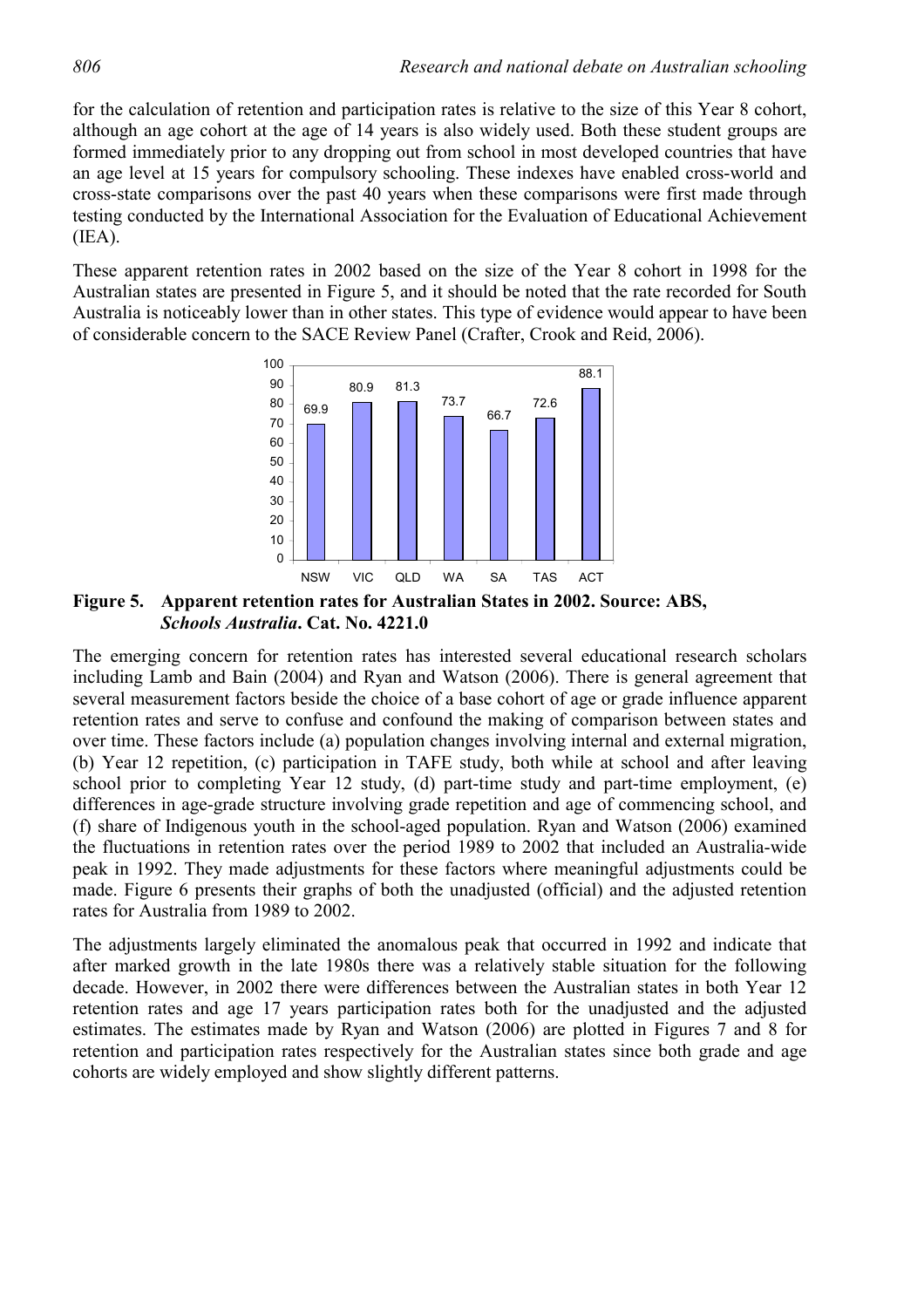for the calculation of retention and participation rates is relative to the size of this Year 8 cohort, although an age cohort at the age of 14 years is also widely used. Both these student groups are formed immediately prior to any dropping out from school in most developed countries that have an age level at 15 years for compulsory schooling. These indexes have enabled cross-world and cross-state comparisons over the past 40 years when these comparisons were first made through testing conducted by the International Association for the Evaluation of Educational Achievement (IEA).

These apparent retention rates in 2002 based on the size of the Year 8 cohort in 1998 for the Australian states are presented in Figure 5, and it should be noted that the rate recorded for South Australia is noticeably lower than in other states. This type of evidence would appear to have been of considerable concern to the SACE Review Panel (Crafter, Crook and Reid, 2006).

| NSW | VIC | QLD | WA | SA | TAS | ACT |
|---|---|---|---|---|---|---|
| 69.9 | 80.9 | 81.3 | 73.7 | 66.7 | 72.6 | 88.1 |

**Figure 5. Apparent retention rates for Australian States in 2002. Source: ABS, *Schools Australia*. Cat. No. 4221.0**

The emerging concern for retention rates has interested several educational research scholars including Lamb and Bain (2004) and Ryan and Watson (2006). There is general agreement that several measurement factors beside the choice of a base cohort of age or grade influence apparent retention rates and serve to confuse and confound the making of comparison between states and over time. These factors include (a) population changes involving internal and external migration, (b) Year 12 repetition, (c) participation in TAFE study, both while at school and after leaving school prior to completing Year 12 study, (d) part-time study and part-time employment, (e) differences in age-grade structure involving grade repetition and age of commencing school, and (f) share of Indigenous youth in the school-aged population. Ryan and Watson (2006) examined the fluctuations in retention rates over the period 1989 to 2002 that included an Australia-wide peak in 1992. They made adjustments for these factors where meaningful adjustments could be made. Figure 6 presents their graphs of both the unadjusted (official) and the adjusted retention rates for Australia from 1989 to 2002.

The adjustments largely eliminated the anomalous peak that occurred in 1992 and indicate that after marked growth in the late 1980s there was a relatively stable situation for the following decade. However, in 2002 there were differences between the Australian states in both Year 12 retention rates and age 17 years participation rates both for the unadjusted and the adjusted estimates. The estimates made by Ryan and Watson (2006) are plotted in Figures 7 and 8 for retention and participation rates respectively for the Australian states since both grade and age cohorts are widely employed and show slightly different patterns.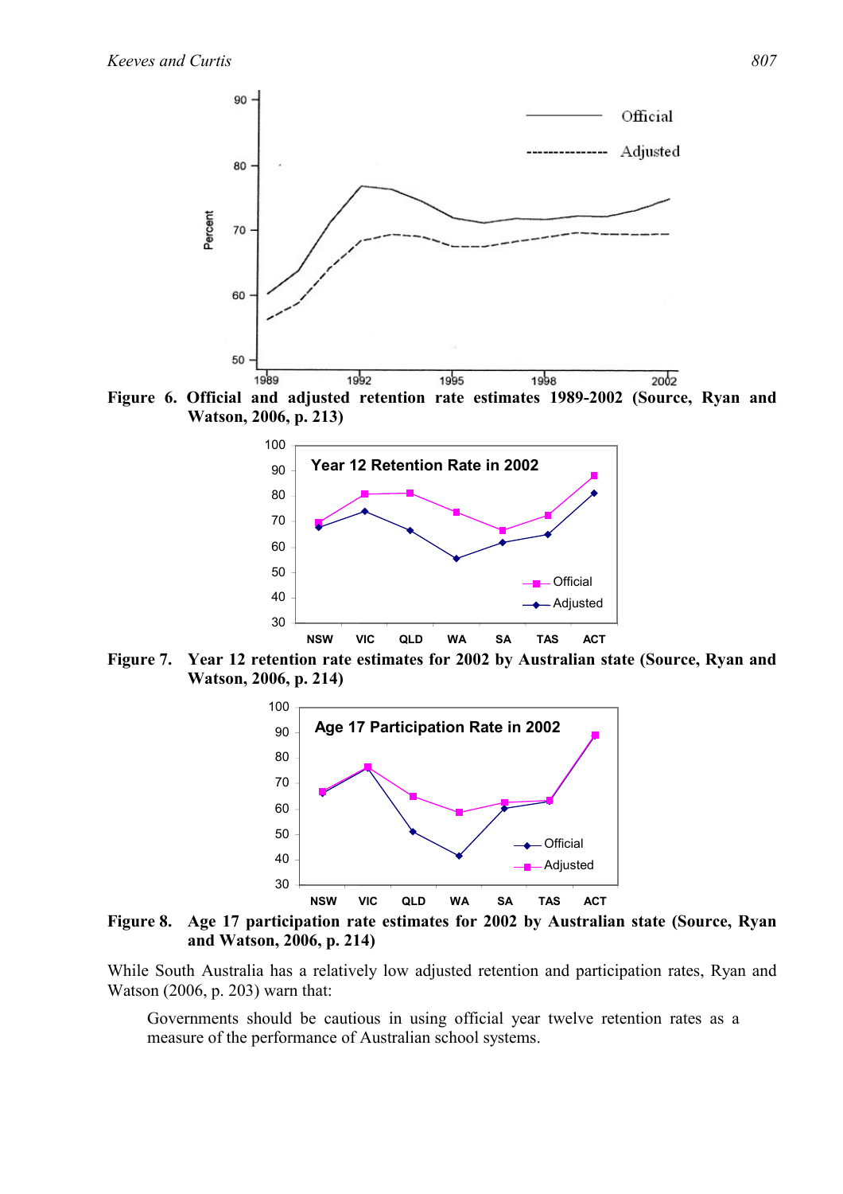Figure 6. Official and adjusted retention rate estimates 1989-2002 (Source, Ryan and Watson, 2006, p. 213)

Figure 7. Year 12 retention rate estimates for 2002 by Australian state (Source, Ryan and Watson, 2006, p. 214)

Figure 8. Age 17 participation rate estimates for 2002 by Australian state (Source, Ryan and Watson, 2006, p. 214)

While South Australia has a relatively low adjusted retention and participation rates, Ryan and Watson (2006, p. 203) warn that:

> Governments should be cautious in using official year twelve retention rates as a measure of the performance of Australian school systems.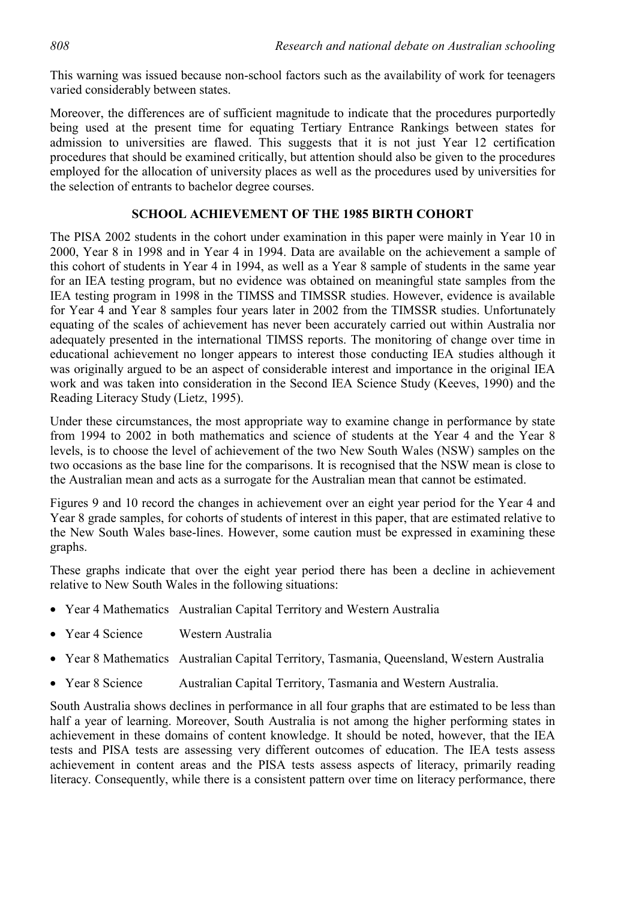This warning was issued because non-school factors such as the availability of work for teenagers varied considerably between states.

Moreover, the differences are of sufficient magnitude to indicate that the procedures purportedly being used at the present time for equating Tertiary Entrance Rankings between states for admission to universities are flawed. This suggests that it is not just Year 12 certification procedures that should be examined critically, but attention should also be given to the procedures employed for the allocation of university places as well as the procedures used by universities for the selection of entrants to bachelor degree courses.

## SCHOOL ACHIEVEMENT OF THE 1985 BIRTH COHORT

The PISA 2002 students in the cohort under examination in this paper were mainly in Year 10 in 2000, Year 8 in 1998 and in Year 4 in 1994. Data are available on the achievement a sample of this cohort of students in Year 4 in 1994, as well as a Year 8 sample of students in the same year for an IEA testing program, but no evidence was obtained on meaningful state samples from the IEA testing program in 1998 in the TIMSS and TIMSSR studies. However, evidence is available for Year 4 and Year 8 samples four years later in 2002 from the TIMSSR studies. Unfortunately equating of the scales of achievement has never been accurately carried out within Australia nor adequately presented in the international TIMSS reports. The monitoring of change over time in educational achievement no longer appears to interest those conducting IEA studies although it was originally argued to be an aspect of considerable interest and importance in the original IEA work and was taken into consideration in the Second IEA Science Study (Keeves, 1990) and the Reading Literacy Study (Lietz, 1995).

Under these circumstances, the most appropriate way to examine change in performance by state from 1994 to 2002 in both mathematics and science of students at the Year 4 and the Year 8 levels, is to choose the level of achievement of the two New South Wales (NSW) samples on the two occasions as the base line for the comparisons. It is recognised that the NSW mean is close to the Australian mean and acts as a surrogate for the Australian mean that cannot be estimated.

Figures 9 and 10 record the changes in achievement over an eight year period for the Year 4 and Year 8 grade samples, for cohorts of students of interest in this paper, that are estimated relative to the New South Wales base-lines. However, some caution must be expressed in examining these graphs.

These graphs indicate that over the eight year period there has been a decline in achievement relative to New South Wales in the following situations:

- Year 4 Mathematics Australian Capital Territory and Western Australia
- Year 4 Science Western Australia
- Year 8 Mathematics Australian Capital Territory, Tasmania, Queensland, Western Australia
- Year 8 Science Australian Capital Territory, Tasmania and Western Australia.

South Australia shows declines in performance in all four graphs that are estimated to be less than half a year of learning. Moreover, South Australia is not among the higher performing states in achievement in these domains of content knowledge. It should be noted, however, that the IEA tests and PISA tests are assessing very different outcomes of education. The IEA tests assess achievement in content areas and the PISA tests assess aspects of literacy, primarily reading literacy. Consequently, while there is a consistent pattern over time on literacy performance, there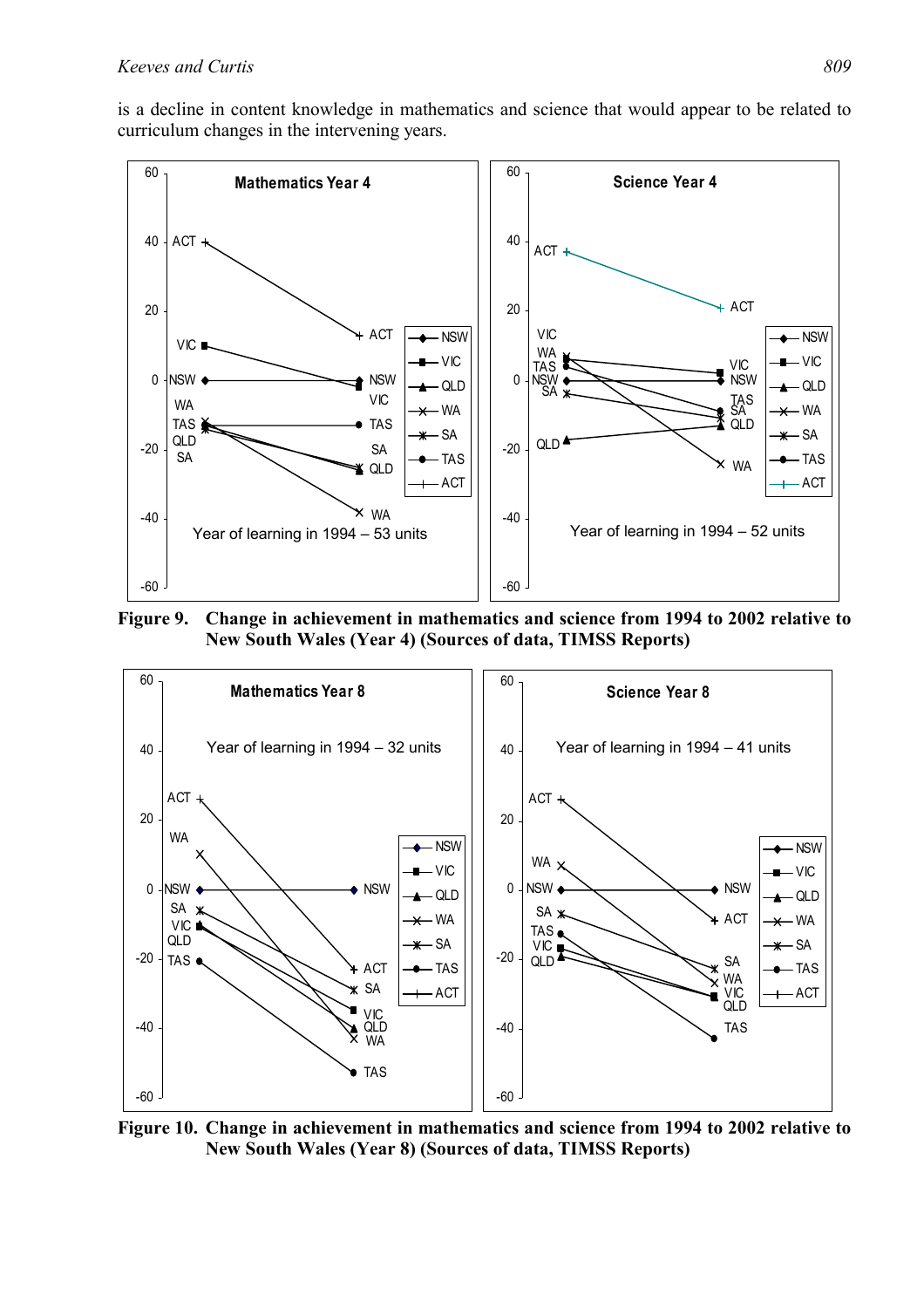is a decline in content knowledge in mathematics and science that would appear to be related to curriculum changes in the intervening years.

**Figure 9. Change in achievement in mathematics and science from 1994 to 2002 relative to New South Wales (Year 4) (Sources of data, TIMSS Reports)**

**Figure 10. Change in achievement in mathematics and science from 1994 to 2002 relative to New South Wales (Year 8) (Sources of data, TIMSS Reports)**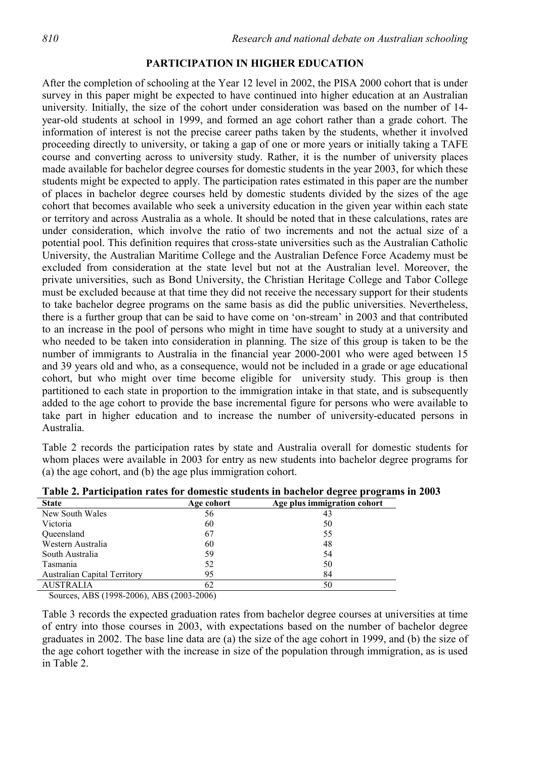## PARTICIPATION IN HIGHER EDUCATION

After the completion of schooling at the Year 12 level in 2002, the PISA 2000 cohort that is under survey in this paper might be expected to have continued into higher education at an Australian university. Initially, the size of the cohort under consideration was based on the number of 14-year-old students at school in 1999, and formed an age cohort rather than a grade cohort. The information of interest is not the precise career paths taken by the students, whether it involved proceeding directly to university, or taking a gap of one or more years or initially taking a TAFE course and converting across to university study. Rather, it is the number of university places made available for bachelor degree courses for domestic students in the year 2003, for which these students might be expected to apply. The participation rates estimated in this paper are the number of places in bachelor degree courses held by domestic students divided by the sizes of the age cohort that becomes available who seek a university education in the given year within each state or territory and across Australia as a whole. It should be noted that in these calculations, rates are under consideration, which involve the ratio of two increments and not the actual size of a potential pool. This definition requires that cross-state universities such as the Australian Catholic University, the Australian Maritime College and the Australian Defence Force Academy must be excluded from consideration at the state level but not at the Australian level. Moreover, the private universities, such as Bond University, the Christian Heritage College and Tabor College must be excluded because at that time they did not receive the necessary support for their students to take bachelor degree programs on the same basis as did the public universities. Nevertheless, there is a further group that can be said to have come on 'on-stream' in 2003 and that contributed to an increase in the pool of persons who might in time have sought to study at a university and who needed to be taken into consideration in planning. The size of this group is taken to be the number of immigrants to Australia in the financial year 2000-2001 who were aged between 15 and 39 years old and who, as a consequence, would not be included in a grade or age educational cohort, but who might over time become eligible for university study. This group is then partitioned to each state in proportion to the immigration intake in that state, and is subsequently added to the age cohort to provide the base incremental figure for persons who were available to take part in higher education and to increase the number of university-educated persons in Australia.

Table 2 records the participation rates by state and Australia overall for domestic students for whom places were available in 2003 for entry as new students into bachelor degree programs for (a) the age cohort, and (b) the age plus immigration cohort.

**Table 2. Participation rates for domestic students in bachelor degree programs in 2003**

| State | Age cohort | Age plus immigration cohort |
|---|---|---|
| New South Wales | 56 | 43 |
| Victoria | 60 | 50 |
| Queensland | 67 | 55 |
| Western Australia | 60 | 48 |
| South Australia | 59 | 54 |
| Tasmania | 52 | 50 |
| Australian Capital Territory | 95 | 84 |
| AUSTRALIA | 62 | 50 |

Sources, ABS (1998-2006), ABS (2003-2006)

Table 3 records the expected graduation rates from bachelor degree courses at universities at time of entry into those courses in 2003, with expectations based on the number of bachelor degree graduates in 2002. The base line data are (a) the size of the age cohort in 1999, and (b) the size of the age cohort together with the increase in size of the population through immigration, as is used in Table 2.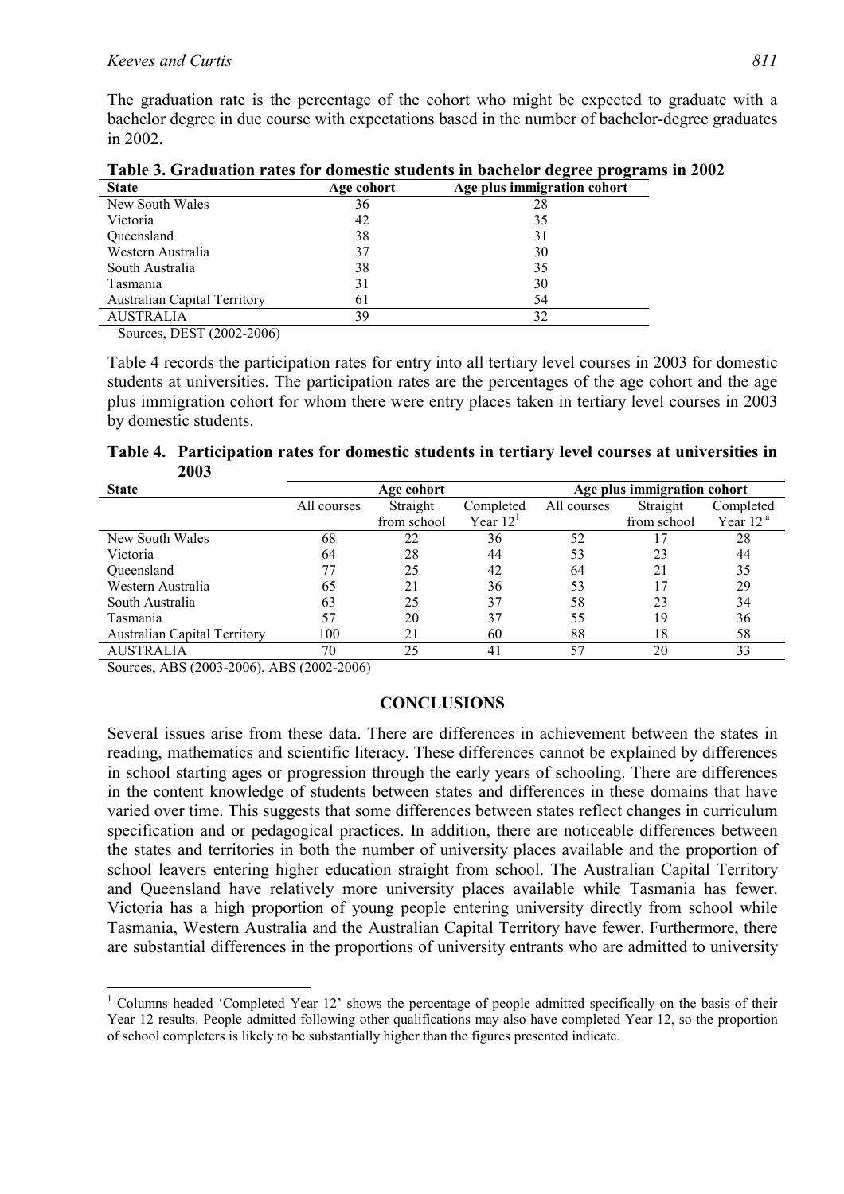The graduation rate is the percentage of the cohort who might be expected to graduate with a bachelor degree in due course with expectations based in the number of bachelor-degree graduates in 2002.

**Table 3. Graduation rates for domestic students in bachelor degree programs in 2002**

| State | Age cohort | Age plus immigration cohort |
|---|---|---|
| New South Wales | 36 | 28 |
| Victoria | 42 | 35 |
| Queensland | 38 | 31 |
| Western Australia | 37 | 30 |
| South Australia | 38 | 35 |
| Tasmania | 31 | 30 |
| Australian Capital Territory | 61 | 54 |
| AUSTRALIA | 39 | 32 |

Sources, DEST (2002-2006)

Table 4 records the participation rates for entry into all tertiary level courses in 2003 for domestic students at universities. The participation rates are the percentages of the age cohort and the age plus immigration cohort for whom there were entry places taken in tertiary level courses in 2003 by domestic students.

**Table 4. Participation rates for domestic students in tertiary level courses at universities in 2003**

| State | Age cohort | | | Age plus immigration cohort | | |
|---|---|---|---|---|---|---|
| | All courses | Straight from school | Completed Year 12[1] | All courses | Straight from school | Completed Year 12[a] |
| New South Wales | 68 | 22 | 36 | 52 | 17 | 28 |
| Victoria | 64 | 28 | 44 | 53 | 23 | 44 |
| Queensland | 77 | 25 | 42 | 64 | 21 | 35 |
| Western Australia | 65 | 21 | 36 | 53 | 17 | 29 |
| South Australia | 63 | 25 | 37 | 58 | 23 | 34 |
| Tasmania | 57 | 20 | 37 | 55 | 19 | 36 |
| Australian Capital Territory | 100 | 21 | 60 | 88 | 18 | 58 |
| AUSTRALIA | 70 | 25 | 41 | 57 | 20 | 33 |

Sources, ABS (2003-2006), ABS (2002-2006)

## CONCLUSIONS

Several issues arise from these data. There are differences in achievement between the states in reading, mathematics and scientific literacy. These differences cannot be explained by differences in school starting ages or progression through the early years of schooling. There are differences in the content knowledge of students between states and differences in these domains that have varied over time. This suggests that some differences between states reflect changes in curriculum specification and or pedagogical practices. In addition, there are noticeable differences between the states and territories in both the number of university places available and the proportion of school leavers entering higher education straight from school. The Australian Capital Territory and Queensland have relatively more university places available while Tasmania has fewer. Victoria has a high proportion of young people entering university directly from school while Tasmania, Western Australia and the Australian Capital Territory have fewer. Furthermore, there are substantial differences in the proportions of university entrants who are admitted to university

[1] Columns headed 'Completed Year 12' shows the percentage of people admitted specifically on the basis of their Year 12 results. People admitted following other qualifications may also have completed Year 12, so the proportion of school completers is likely to be substantially higher than the figures presented indicate.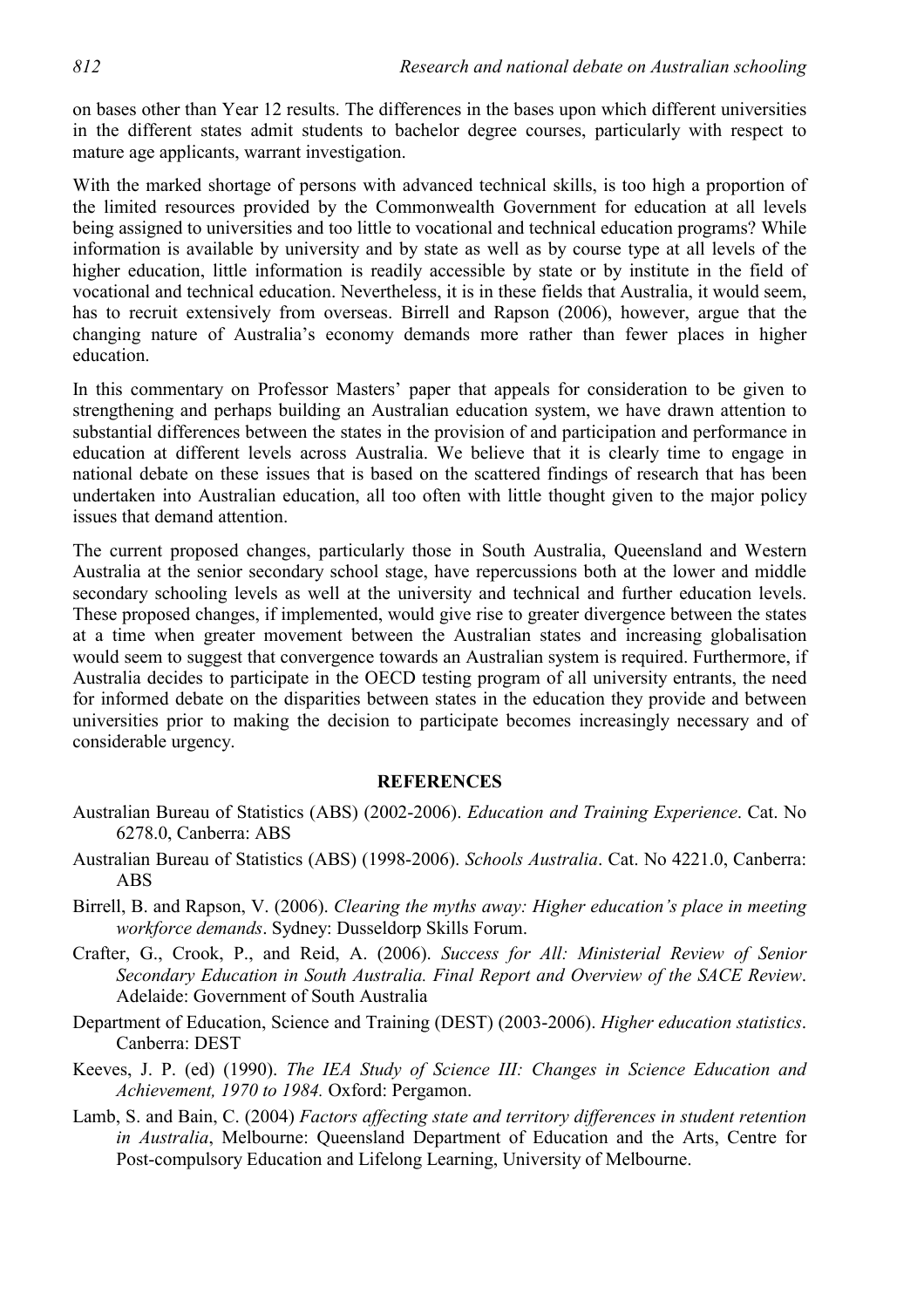on bases other than Year 12 results. The differences in the bases upon which different universities in the different states admit students to bachelor degree courses, particularly with respect to mature age applicants, warrant investigation.

With the marked shortage of persons with advanced technical skills, is too high a proportion of the limited resources provided by the Commonwealth Government for education at all levels being assigned to universities and too little to vocational and technical education programs? While information is available by university and by state as well as by course type at all levels of the higher education, little information is readily accessible by state or by institute in the field of vocational and technical education. Nevertheless, it is in these fields that Australia, it would seem, has to recruit extensively from overseas. Birrell and Rapson (2006), however, argue that the changing nature of Australia's economy demands more rather than fewer places in higher education.

In this commentary on Professor Masters' paper that appeals for consideration to be given to strengthening and perhaps building an Australian education system, we have drawn attention to substantial differences between the states in the provision of and participation and performance in education at different levels across Australia. We believe that it is clearly time to engage in national debate on these issues that is based on the scattered findings of research that has been undertaken into Australian education, all too often with little thought given to the major policy issues that demand attention.

The current proposed changes, particularly those in South Australia, Queensland and Western Australia at the senior secondary school stage, have repercussions both at the lower and middle secondary schooling levels as well at the university and technical and further education levels. These proposed changes, if implemented, would give rise to greater divergence between the states at a time when greater movement between the Australian states and increasing globalisation would seem to suggest that convergence towards an Australian system is required. Furthermore, if Australia decides to participate in the OECD testing program of all university entrants, the need for informed debate on the disparities between states in the education they provide and between universities prior to making the decision to participate becomes increasingly necessary and of considerable urgency.

## REFERENCES

Australian Bureau of Statistics (ABS) (2002-2006). *Education and Training Experience*. Cat. No 6278.0, Canberra: ABS

Australian Bureau of Statistics (ABS) (1998-2006). *Schools Australia*. Cat. No 4221.0, Canberra: ABS

Birrell, B. and Rapson, V. (2006). *Clearing the myths away: Higher education's place in meeting workforce demands*. Sydney: Dusseldorp Skills Forum.

Crafter, G., Crook, P., and Reid, A. (2006). *Success for All: Ministerial Review of Senior Secondary Education in South Australia. Final Report and Overview of the SACE Review*. Adelaide: Government of South Australia

Department of Education, Science and Training (DEST) (2003-2006). *Higher education statistics*. Canberra: DEST

Keeves, J. P. (ed) (1990). *The IEA Study of Science III: Changes in Science Education and Achievement, 1970 to 1984.* Oxford: Pergamon.

Lamb, S. and Bain, C. (2004) *Factors affecting state and territory differences in student retention in Australia*, Melbourne: Queensland Department of Education and the Arts, Centre for Post-compulsory Education and Lifelong Learning, University of Melbourne.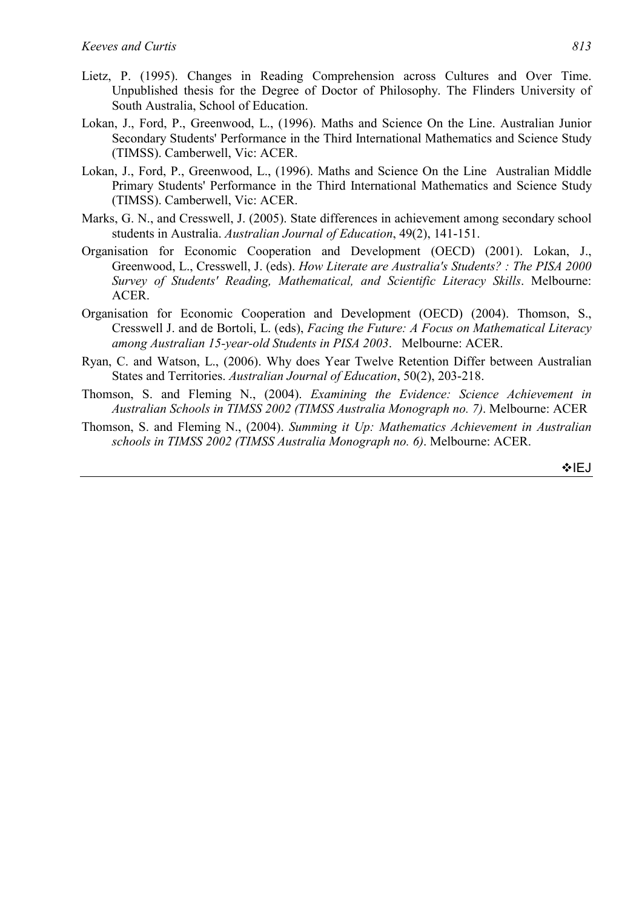Lietz, P. (1995). Changes in Reading Comprehension across Cultures and Over Time. Unpublished thesis for the Degree of Doctor of Philosophy. The Flinders University of South Australia, School of Education.

Lokan, J., Ford, P., Greenwood, L., (1996). Maths and Science On the Line. Australian Junior Secondary Students' Performance in the Third International Mathematics and Science Study (TIMSS). Camberwell, Vic: ACER.

Lokan, J., Ford, P., Greenwood, L., (1996). Maths and Science On the Line Australian Middle Primary Students' Performance in the Third International Mathematics and Science Study (TIMSS). Camberwell, Vic: ACER.

Marks, G. N., and Cresswell, J. (2005). State differences in achievement among secondary school students in Australia. *Australian Journal of Education*, 49(2), 141-151.

Organisation for Economic Cooperation and Development (OECD) (2001). Lokan, J., Greenwood, L., Cresswell, J. (eds). *How Literate are Australia's Students? : The PISA 2000 Survey of Students' Reading, Mathematical, and Scientific Literacy Skills*. Melbourne: ACER.

Organisation for Economic Cooperation and Development (OECD) (2004). Thomson, S., Cresswell J. and de Bortoli, L. (eds), *Facing the Future: A Focus on Mathematical Literacy among Australian 15-year-old Students in PISA 2003*. Melbourne: ACER.

Ryan, C. and Watson, L., (2006). Why does Year Twelve Retention Differ between Australian States and Territories. *Australian Journal of Education*, 50(2), 203-218.

Thomson, S. and Fleming N., (2004). *Examining the Evidence: Science Achievement in Australian Schools in TIMSS 2002 (TIMSS Australia Monograph no. 7)*. Melbourne: ACER

Thomson, S. and Fleming N., (2004). *Summing it Up: Mathematics Achievement in Australian schools in TIMSS 2002 (TIMSS Australia Monograph no. 6)*. Melbourne: ACER.

❖IEJ